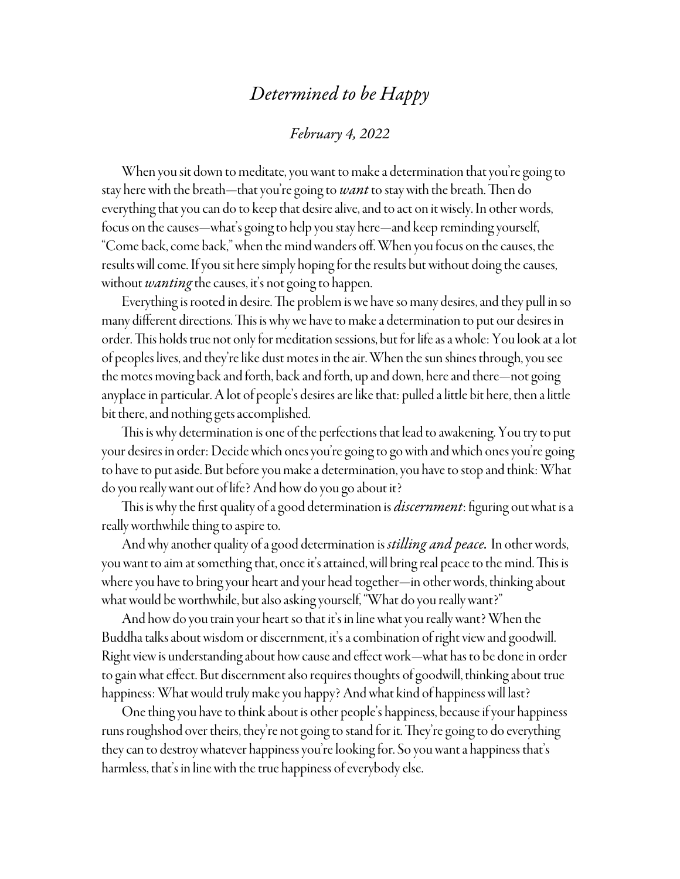# *Determined to be Happy*

*February 4, 2022*

When you sit down to meditate, you want to make a determination that you're going to stay here with the breath—that you're going to ***want*** to stay with the breath. Then do everything that you can do to keep that desire alive, and to act on it wisely. In other words, focus on the causes—what's going to help you stay here—and keep reminding yourself, "Come back, come back," when the mind wanders off. When you focus on the causes, the results will come. If you sit here simply hoping for the results but without doing the causes, without ***wanting*** the causes, it's not going to happen.

Everything is rooted in desire. The problem is we have so many desires, and they pull in so many different directions. This is why we have to make a determination to put our desires in order. This holds true not only for meditation sessions, but for life as a whole: You look at a lot of peoples lives, and they're like dust motes in the air. When the sun shines through, you see the motes moving back and forth, back and forth, up and down, here and there—not going anyplace in particular. A lot of people's desires are like that: pulled a little bit here, then a little bit there, and nothing gets accomplished.

This is why determination is one of the perfections that lead to awakening. You try to put your desires in order: Decide which ones you're going to go with and which ones you're going to have to put aside. But before you make a determination, you have to stop and think: What do you really want out of life? And how do you go about it?

This is why the first quality of a good determination is ***discernment***: figuring out what is a really worthwhile thing to aspire to.

And why another quality of a good determination is ***stilling and peace.*** In other words, you want to aim at something that, once it's attained, will bring real peace to the mind. This is where you have to bring your heart and your head together—in other words, thinking about what would be worthwhile, but also asking yourself, "What do you really want?"

And how do you train your heart so that it's in line what you really want? When the Buddha talks about wisdom or discernment, it's a combination of right view and goodwill. Right view is understanding about how cause and effect work—what has to be done in order to gain what effect. But discernment also requires thoughts of goodwill, thinking about true happiness: What would truly make you happy? And what kind of happiness will last?

One thing you have to think about is other people's happiness, because if your happiness runs roughshod over theirs, they're not going to stand for it. They're going to do everything they can to destroy whatever happiness you're looking for. So you want a happiness that's harmless, that's in line with the true happiness of everybody else.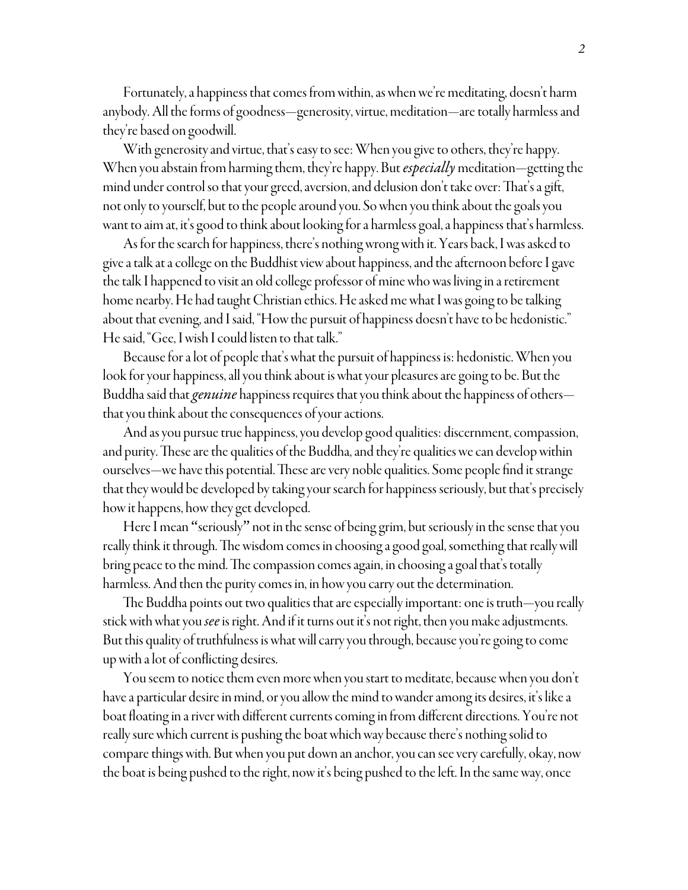Fortunately, a happiness that comes from within, as when we're meditating, doesn't harm anybody. All the forms of goodness—generosity, virtue, meditation—are totally harmless and they're based on goodwill.

With generosity and virtue, that's easy to see: When you give to others, they're happy. When you abstain from harming them, they're happy. But *especially* meditation—getting the mind under control so that your greed, aversion, and delusion don't take over: That's a gift, not only to yourself, but to the people around you. So when you think about the goals you want to aim at, it's good to think about looking for a harmless goal, a happiness that's harmless.

As for the search for happiness, there's nothing wrong with it. Years back, I was asked to give a talk at a college on the Buddhist view about happiness, and the afternoon before I gave the talk I happened to visit an old college professor of mine who was living in a retirement home nearby. He had taught Christian ethics. He asked me what I was going to be talking about that evening, and I said, "How the pursuit of happiness doesn't have to be hedonistic." He said, "Gee, I wish I could listen to that talk."

Because for a lot of people that's what the pursuit of happiness is: hedonistic. When you look for your happiness, all you think about is what your pleasures are going to be. But the Buddha said that *genuine* happiness requires that you think about the happiness of others—that you think about the consequences of your actions.

And as you pursue true happiness, you develop good qualities: discernment, compassion, and purity. These are the qualities of the Buddha, and they're qualities we can develop within ourselves—we have this potential. These are very noble qualities. Some people find it strange that they would be developed by taking your search for happiness seriously, but that's precisely how it happens, how they get developed.

Here I mean "seriously" not in the sense of being grim, but seriously in the sense that you really think it through. The wisdom comes in choosing a good goal, something that really will bring peace to the mind. The compassion comes again, in choosing a goal that's totally harmless. And then the purity comes in, in how you carry out the determination.

The Buddha points out two qualities that are especially important: one is truth—you really stick with what you *see* is right. And if it turns out it's not right, then you make adjustments. But this quality of truthfulness is what will carry you through, because you're going to come up with a lot of conflicting desires.

You seem to notice them even more when you start to meditate, because when you don't have a particular desire in mind, or you allow the mind to wander among its desires, it's like a boat floating in a river with different currents coming in from different directions. You're not really sure which current is pushing the boat which way because there's nothing solid to compare things with. But when you put down an anchor, you can see very carefully, okay, now the boat is being pushed to the right, now it's being pushed to the left. In the same way, once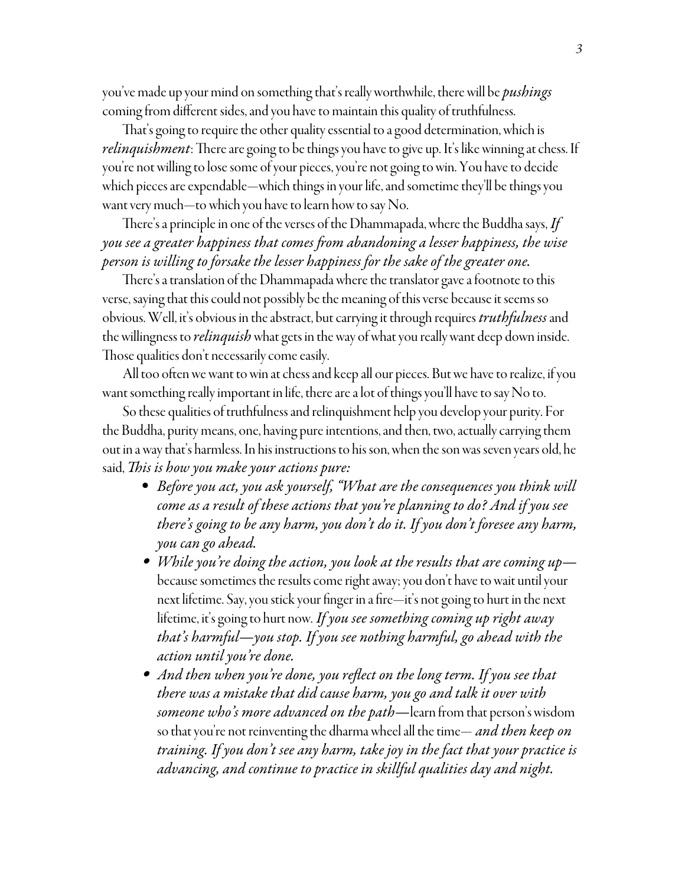you've made up your mind on something that's really worthwhile, there will be *pushings* coming from different sides, and you have to maintain this quality of truthfulness.

That's going to require the other quality essential to a good determination, which is *relinquishment*: There are going to be things you have to give up. It's like winning at chess. If you're not willing to lose some of your pieces, you're not going to win. You have to decide which pieces are expendable—which things in your life, and sometime they'll be things you want very much—to which you have to learn how to say No.

There's a principle in one of the verses of the Dhammapada, where the Buddha says, *If you see a greater happiness that comes from abandoning a lesser happiness, the wise person is willing to forsake the lesser happiness for the sake of the greater one.*

There's a translation of the Dhammapada where the translator gave a footnote to this verse, saying that this could not possibly be the meaning of this verse because it seems so obvious. Well, it's obvious in the abstract, but carrying it through requires *truthfulness* and the willingness to *relinquish* what gets in the way of what you really want deep down inside. Those qualities don't necessarily come easily.

All too often we want to win at chess and keep all our pieces. But we have to realize, if you want something really important in life, there are a lot of things you'll have to say No to.

So these qualities of truthfulness and relinquishment help you develop your purity. For the Buddha, purity means, one, having pure intentions, and then, two, actually carrying them out in a way that's harmless. In his instructions to his son, when the son was seven years old, he said, *This is how you make your actions pure:*

- *Before you act, you ask yourself, "What are the consequences you think will come as a result of these actions that you're planning to do? And if you see there's going to be any harm, you don't do it. If you don't foresee any harm, you can go ahead.*
- *While you're doing the action, you look at the results that are coming up*—because sometimes the results come right away; you don't have to wait until your next lifetime. Say, you stick your finger in a fire—it's not going to hurt in the next lifetime, it's going to hurt now. *If you see something coming up right away that's harmful—you stop. If you see nothing harmful, go ahead with the action until you're done.*
- *And then when you're done, you reflect on the long term. If you see that there was a mistake that did cause harm, you go and talk it over with someone who's more advanced on the path*—learn from that person's wisdom so that you're not reinventing the dharma wheel all the time— *and then keep on training. If you don't see any harm, take joy in the fact that your practice is advancing, and continue to practice in skillful qualities day and night.*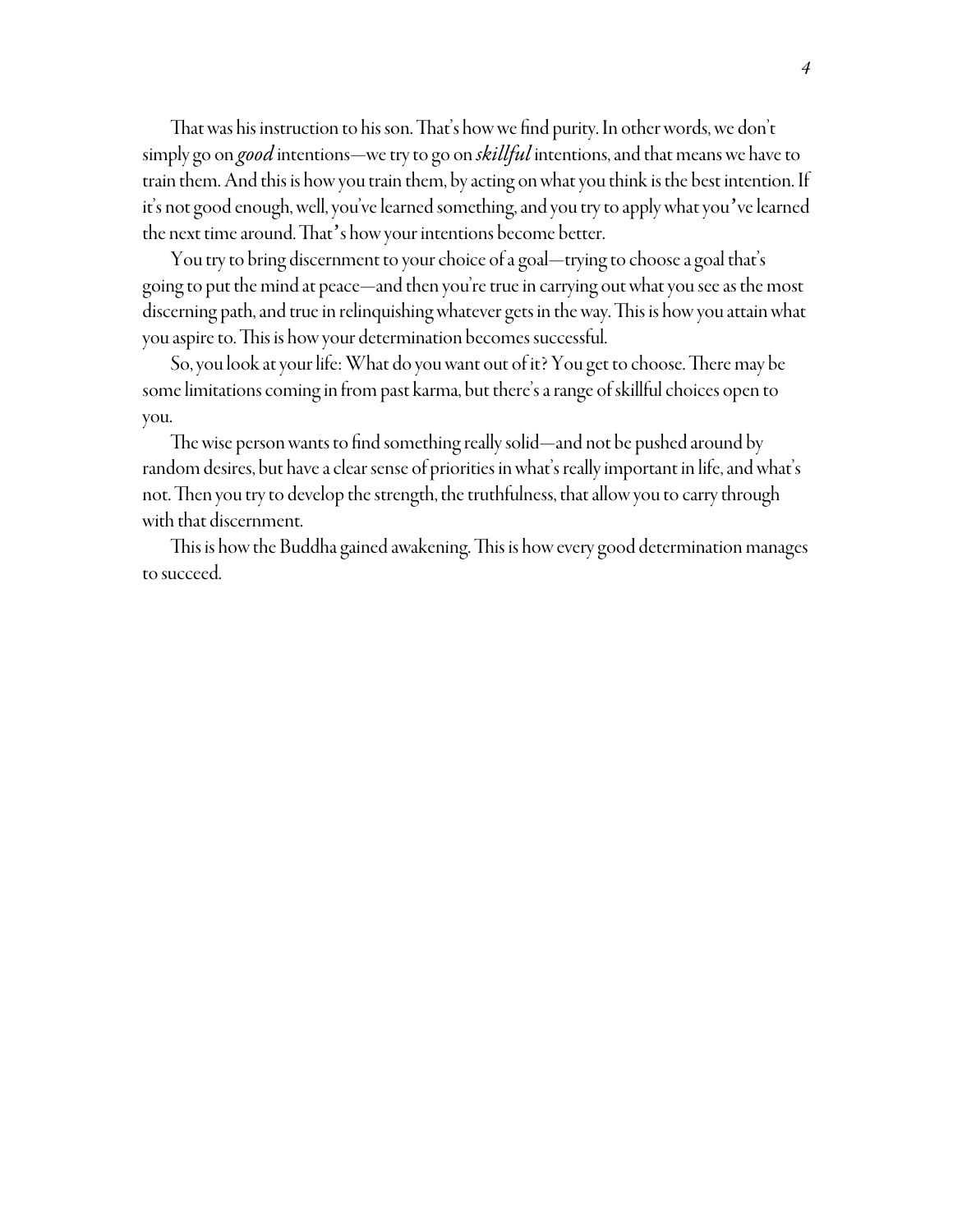That was his instruction to his son. That's how we find purity. In other words, we don't simply go on *good* intentions—we try to go on *skillful* intentions, and that means we have to train them. And this is how you train them, by acting on what you think is the best intention. If it's not good enough, well, you've learned something, and you try to apply what you've learned the next time around. That's how your intentions become better.

You try to bring discernment to your choice of a goal—trying to choose a goal that's going to put the mind at peace—and then you're true in carrying out what you see as the most discerning path, and true in relinquishing whatever gets in the way. This is how you attain what you aspire to. This is how your determination becomes successful.

So, you look at your life: What do you want out of it? You get to choose. There may be some limitations coming in from past karma, but there's a range of skillful choices open to you.

The wise person wants to find something really solid—and not be pushed around by random desires, but have a clear sense of priorities in what's really important in life, and what's not. Then you try to develop the strength, the truthfulness, that allow you to carry through with that discernment.

This is how the Buddha gained awakening. This is how every good determination manages to succeed.